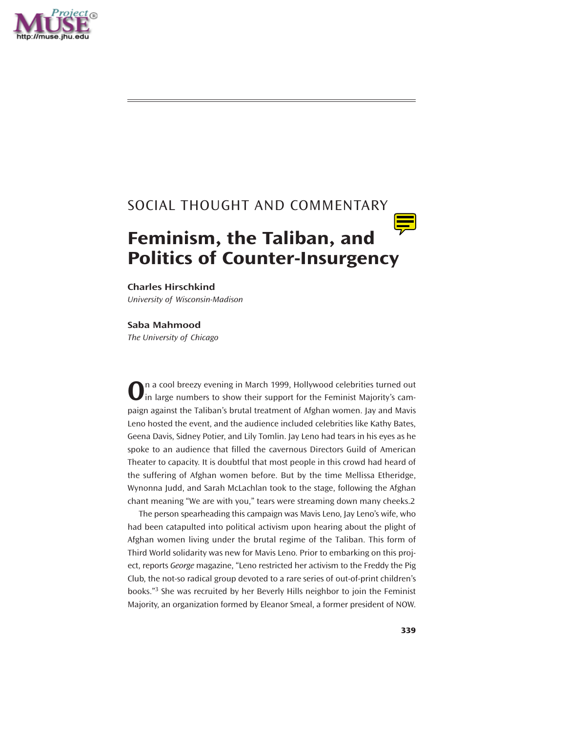SOCIAL THOUGHT AND COMMENTARY

# Feminism, the Taliban, and Politics of Counter-Insurgency

**Charles Hirschkind**
*University of Wisconsin-Madison*

**Saba Mahmood**
*The University of Chicago*

On a cool breezy evening in March 1999, Hollywood celebrities turned out in large numbers to show their support for the Feminist Majority's campaign against the Taliban's brutal treatment of Afghan women. Jay and Mavis Leno hosted the event, and the audience included celebrities like Kathy Bates, Geena Davis, Sidney Potier, and Lily Tomlin. Jay Leno had tears in his eyes as he spoke to an audience that filled the cavernous Directors Guild of American Theater to capacity. It is doubtful that most people in this crowd had heard of the suffering of Afghan women before. But by the time Mellissa Etheridge, Wynonna Judd, and Sarah McLachlan took to the stage, following the Afghan chant meaning "We are with you," tears were streaming down many cheeks.2

The person spearheading this campaign was Mavis Leno, Jay Leno's wife, who had been catapulted into political activism upon hearing about the plight of Afghan women living under the brutal regime of the Taliban. This form of Third World solidarity was new for Mavis Leno. Prior to embarking on this project, reports *George* magazine, "Leno restricted her activism to the Freddy the Pig Club, the not-so radical group devoted to a rare series of out-of-print children's books."[3] She was recruited by her Beverly Hills neighbor to join the Feminist Majority, an organization formed by Eleanor Smeal, a former president of NOW.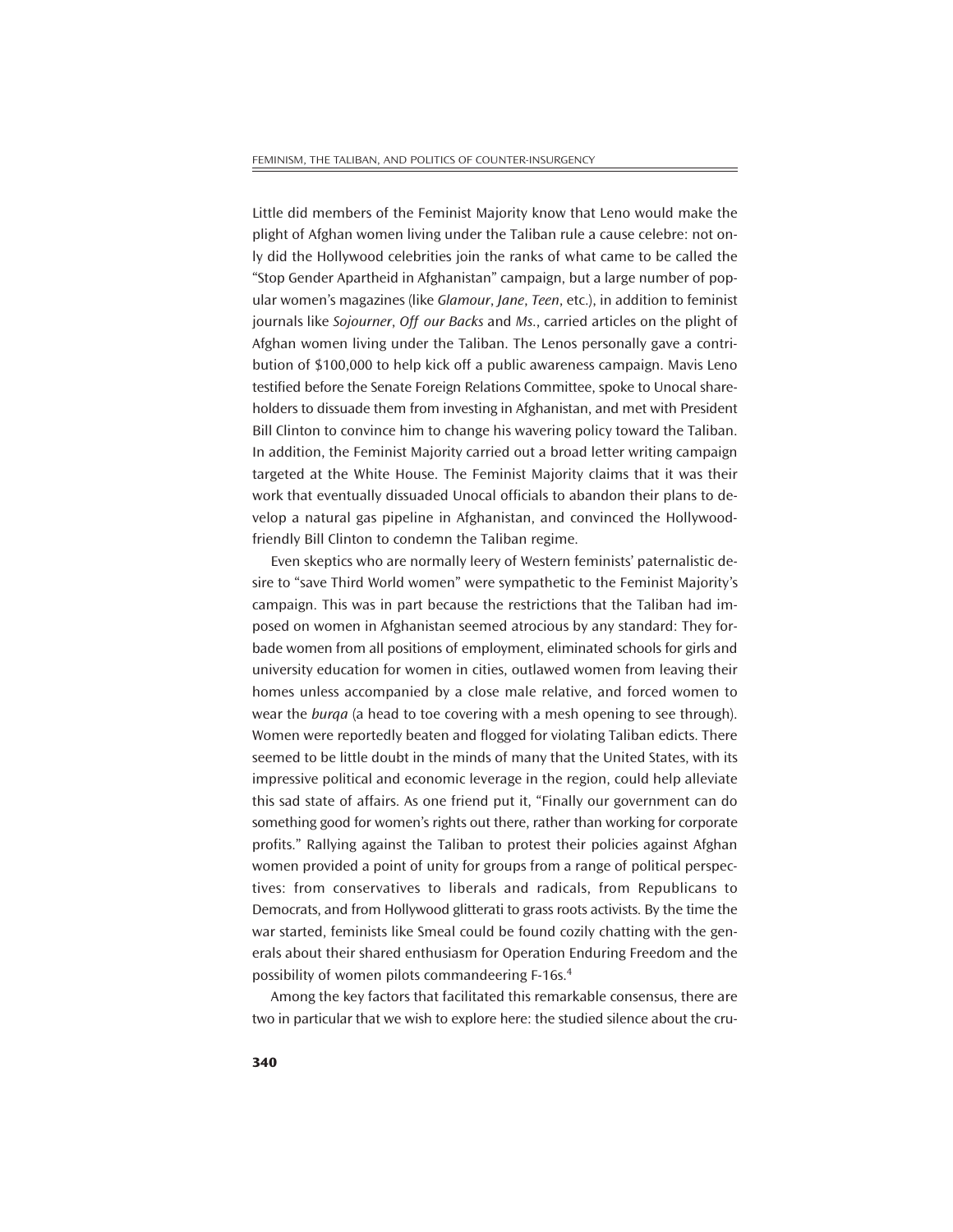Little did members of the Feminist Majority know that Leno would make the plight of Afghan women living under the Taliban rule a cause celebre: not only did the Hollywood celebrities join the ranks of what came to be called the "Stop Gender Apartheid in Afghanistan" campaign, but a large number of popular women's magazines (like *Glamour*, *Jane*, *Teen*, etc.), in addition to feminist journals like *Sojourner*, *Off our Backs* and *Ms*., carried articles on the plight of Afghan women living under the Taliban. The Lenos personally gave a contribution of $100,000 to help kick off a public awareness campaign. Mavis Leno testified before the Senate Foreign Relations Committee, spoke to Unocal shareholders to dissuade them from investing in Afghanistan, and met with President Bill Clinton to convince him to change his wavering policy toward the Taliban. In addition, the Feminist Majority carried out a broad letter writing campaign targeted at the White House. The Feminist Majority claims that it was their work that eventually dissuaded Unocal officials to abandon their plans to develop a natural gas pipeline in Afghanistan, and convinced the Hollywood-friendly Bill Clinton to condemn the Taliban regime.

Even skeptics who are normally leery of Western feminists' paternalistic desire to "save Third World women" were sympathetic to the Feminist Majority's campaign. This was in part because the restrictions that the Taliban had imposed on women in Afghanistan seemed atrocious by any standard: They forbade women from all positions of employment, eliminated schools for girls and university education for women in cities, outlawed women from leaving their homes unless accompanied by a close male relative, and forced women to wear the *burqa* (a head to toe covering with a mesh opening to see through). Women were reportedly beaten and flogged for violating Taliban edicts. There seemed to be little doubt in the minds of many that the United States, with its impressive political and economic leverage in the region, could help alleviate this sad state of affairs. As one friend put it, "Finally our government can do something good for women's rights out there, rather than working for corporate profits." Rallying against the Taliban to protest their policies against Afghan women provided a point of unity for groups from a range of political perspectives: from conservatives to liberals and radicals, from Republicans to Democrats, and from Hollywood glitterati to grass roots activists. By the time the war started, feminists like Smeal could be found cozily chatting with the generals about their shared enthusiasm for Operation Enduring Freedom and the possibility of women pilots commandeering F-16s.[4]

Among the key factors that facilitated this remarkable consensus, there are two in particular that we wish to explore here: the studied silence about the cru-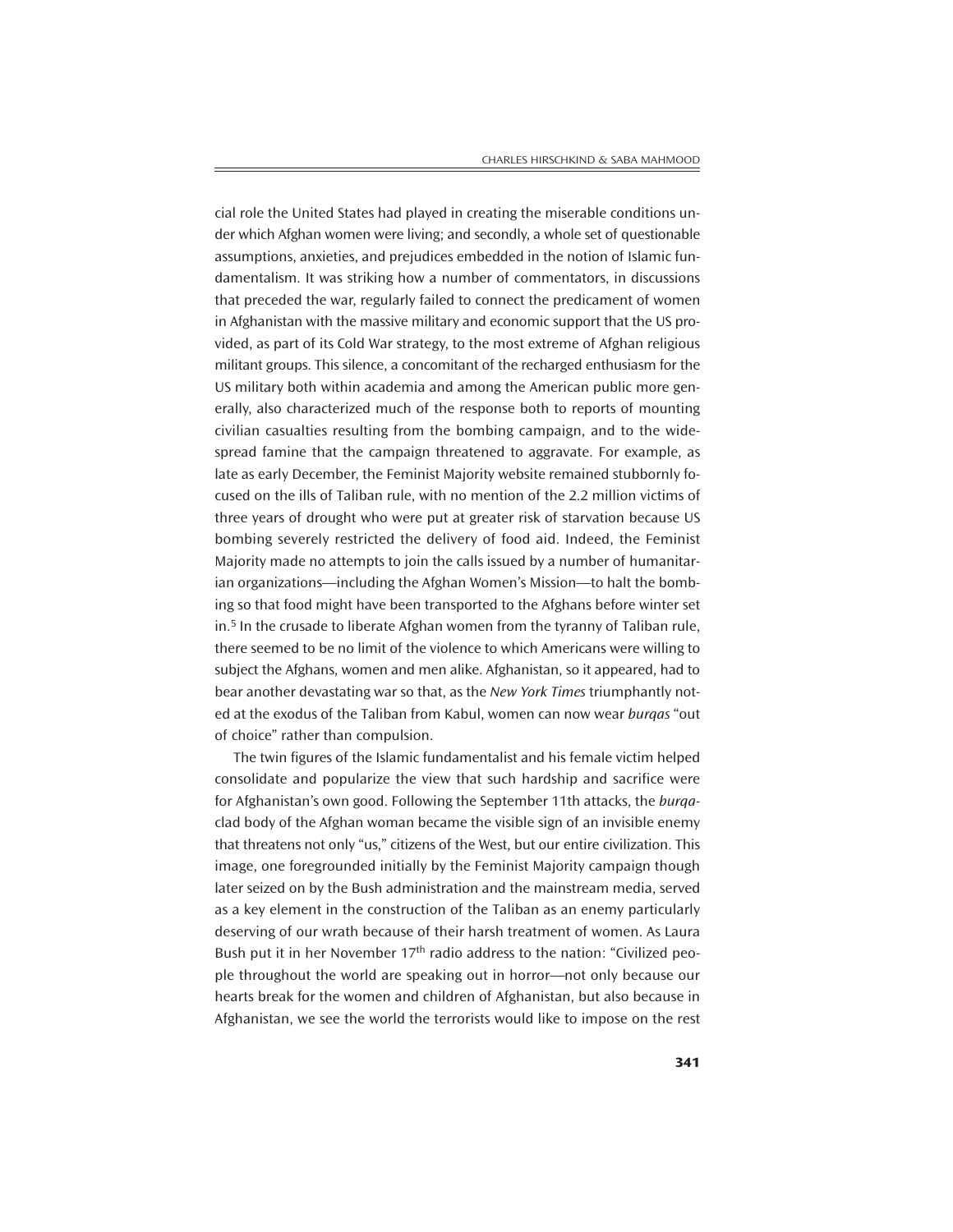cial role the United States had played in creating the miserable conditions under which Afghan women were living; and secondly, a whole set of questionable assumptions, anxieties, and prejudices embedded in the notion of Islamic fundamentalism. It was striking how a number of commentators, in discussions that preceded the war, regularly failed to connect the predicament of women in Afghanistan with the massive military and economic support that the US provided, as part of its Cold War strategy, to the most extreme of Afghan religious militant groups. This silence, a concomitant of the recharged enthusiasm for the US military both within academia and among the American public more generally, also characterized much of the response both to reports of mounting civilian casualties resulting from the bombing campaign, and to the widespread famine that the campaign threatened to aggravate. For example, as late as early December, the Feminist Majority website remained stubbornly focused on the ills of Taliban rule, with no mention of the 2.2 million victims of three years of drought who were put at greater risk of starvation because US bombing severely restricted the delivery of food aid. Indeed, the Feminist Majority made no attempts to join the calls issued by a number of humanitarian organizations—including the Afghan Women's Mission—to halt the bombing so that food might have been transported to the Afghans before winter set in.[5] In the crusade to liberate Afghan women from the tyranny of Taliban rule, there seemed to be no limit of the violence to which Americans were willing to subject the Afghans, women and men alike. Afghanistan, so it appeared, had to bear another devastating war so that, as the *New York Times* triumphantly noted at the exodus of the Taliban from Kabul, women can now wear *burqas* "out of choice" rather than compulsion.

The twin figures of the Islamic fundamentalist and his female victim helped consolidate and popularize the view that such hardship and sacrifice were for Afghanistan's own good. Following the September 11th attacks, the *burqa*-clad body of the Afghan woman became the visible sign of an invisible enemy that threatens not only "us," citizens of the West, but our entire civilization. This image, one foregrounded initially by the Feminist Majority campaign though later seized on by the Bush administration and the mainstream media, served as a key element in the construction of the Taliban as an enemy particularly deserving of our wrath because of their harsh treatment of women. As Laura Bush put it in her November 17th radio address to the nation: "Civilized people throughout the world are speaking out in horror—not only because our hearts break for the women and children of Afghanistan, but also because in Afghanistan, we see the world the terrorists would like to impose on the rest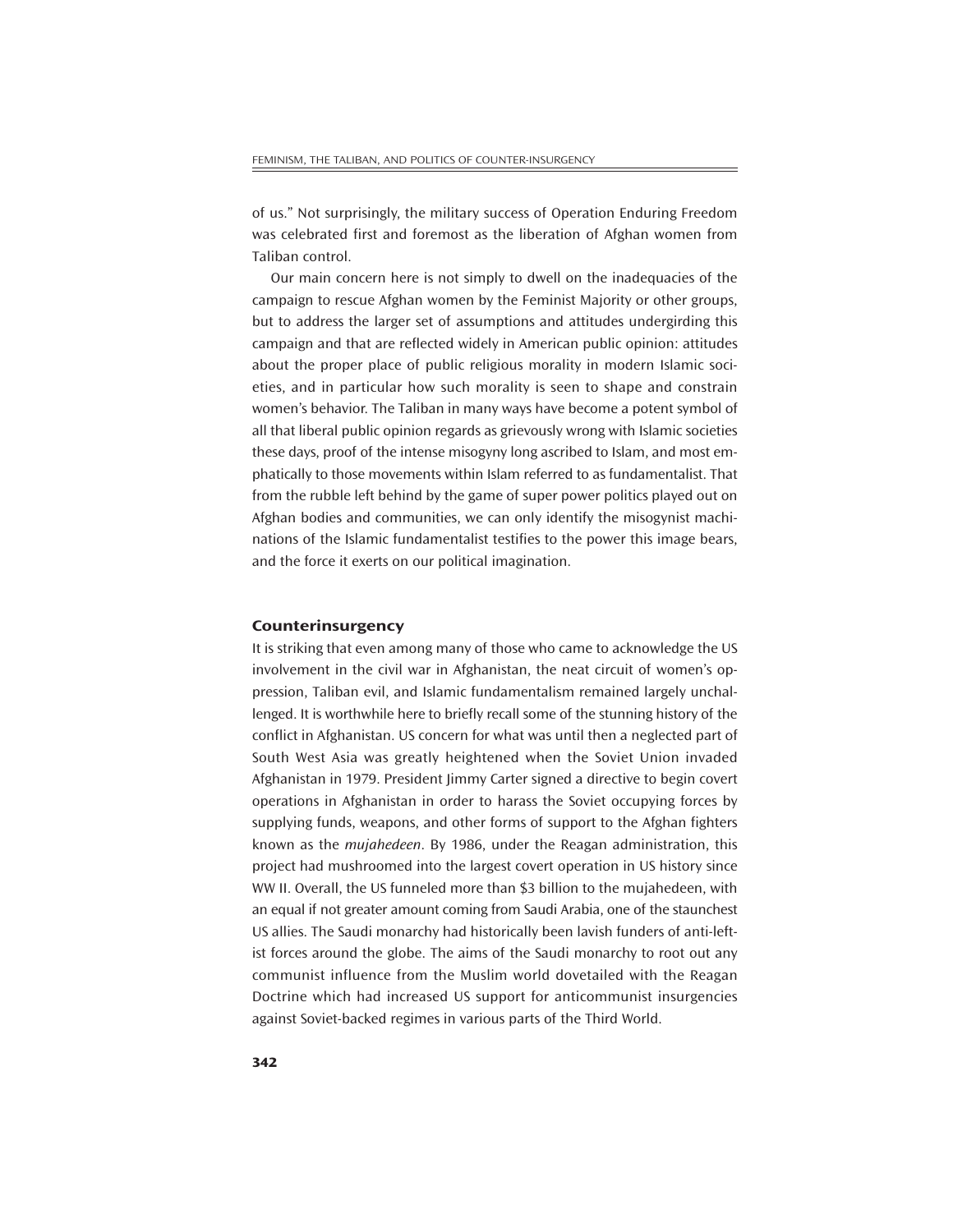of us." Not surprisingly, the military success of Operation Enduring Freedom was celebrated first and foremost as the liberation of Afghan women from Taliban control.

Our main concern here is not simply to dwell on the inadequacies of the campaign to rescue Afghan women by the Feminist Majority or other groups, but to address the larger set of assumptions and attitudes undergirding this campaign and that are reflected widely in American public opinion: attitudes about the proper place of public religious morality in modern Islamic societies, and in particular how such morality is seen to shape and constrain women's behavior. The Taliban in many ways have become a potent symbol of all that liberal public opinion regards as grievously wrong with Islamic societies these days, proof of the intense misogyny long ascribed to Islam, and most emphatically to those movements within Islam referred to as fundamentalist. That from the rubble left behind by the game of super power politics played out on Afghan bodies and communities, we can only identify the misogynist machinations of the Islamic fundamentalist testifies to the power this image bears, and the force it exerts on our political imagination.

## Counterinsurgency

It is striking that even among many of those who came to acknowledge the US involvement in the civil war in Afghanistan, the neat circuit of women's oppression, Taliban evil, and Islamic fundamentalism remained largely unchallenged. It is worthwhile here to briefly recall some of the stunning history of the conflict in Afghanistan. US concern for what was until then a neglected part of South West Asia was greatly heightened when the Soviet Union invaded Afghanistan in 1979. President Jimmy Carter signed a directive to begin covert operations in Afghanistan in order to harass the Soviet occupying forces by supplying funds, weapons, and other forms of support to the Afghan fighters known as the *mujahedeen*. By 1986, under the Reagan administration, this project had mushroomed into the largest covert operation in US history since WW II. Overall, the US funneled more than $3 billion to the mujahedeen, with an equal if not greater amount coming from Saudi Arabia, one of the staunchest US allies. The Saudi monarchy had historically been lavish funders of anti-leftist forces around the globe. The aims of the Saudi monarchy to root out any communist influence from the Muslim world dovetailed with the Reagan Doctrine which had increased US support for anticommunist insurgencies against Soviet-backed regimes in various parts of the Third World.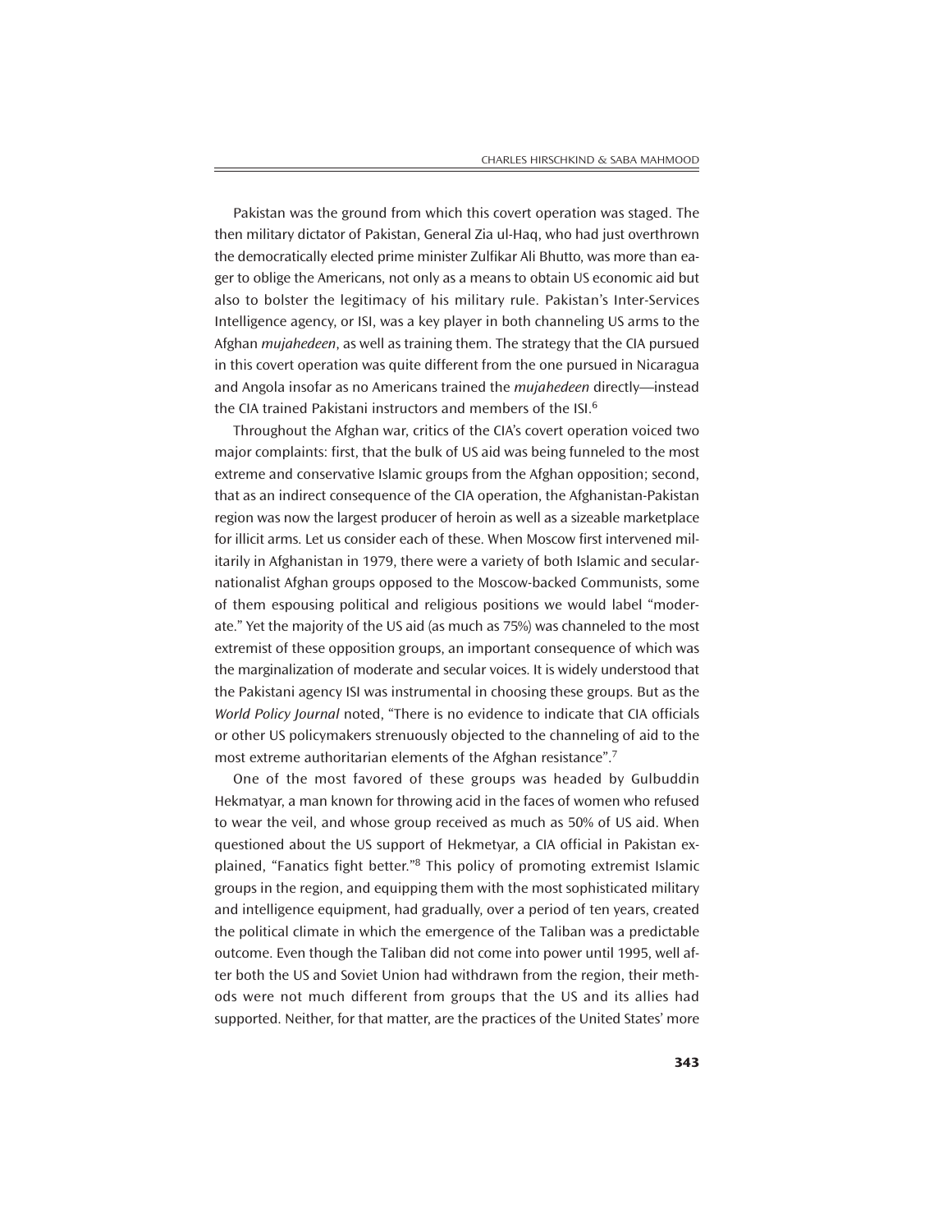Pakistan was the ground from which this covert operation was staged. The then military dictator of Pakistan, General Zia ul-Haq, who had just overthrown the democratically elected prime minister Zulfikar Ali Bhutto, was more than eager to oblige the Americans, not only as a means to obtain US economic aid but also to bolster the legitimacy of his military rule. Pakistan's Inter-Services Intelligence agency, or ISI, was a key player in both channeling US arms to the Afghan *mujahedeen*, as well as training them. The strategy that the CIA pursued in this covert operation was quite different from the one pursued in Nicaragua and Angola insofar as no Americans trained the *mujahedeen* directly—instead the CIA trained Pakistani instructors and members of the ISI.[6]

Throughout the Afghan war, critics of the CIA's covert operation voiced two major complaints: first, that the bulk of US aid was being funneled to the most extreme and conservative Islamic groups from the Afghan opposition; second, that as an indirect consequence of the CIA operation, the Afghanistan-Pakistan region was now the largest producer of heroin as well as a sizeable marketplace for illicit arms. Let us consider each of these. When Moscow first intervened militarily in Afghanistan in 1979, there were a variety of both Islamic and secular-nationalist Afghan groups opposed to the Moscow-backed Communists, some of them espousing political and religious positions we would label "moderate." Yet the majority of the US aid (as much as 75%) was channeled to the most extremist of these opposition groups, an important consequence of which was the marginalization of moderate and secular voices. It is widely understood that the Pakistani agency ISI was instrumental in choosing these groups. But as the *World Policy Journal* noted, "There is no evidence to indicate that CIA officials or other US policymakers strenuously objected to the channeling of aid to the most extreme authoritarian elements of the Afghan resistance".[7]

One of the most favored of these groups was headed by Gulbuddin Hekmatyar, a man known for throwing acid in the faces of women who refused to wear the veil, and whose group received as much as 50% of US aid. When questioned about the US support of Hekmetyar, a CIA official in Pakistan explained, "Fanatics fight better."[8] This policy of promoting extremist Islamic groups in the region, and equipping them with the most sophisticated military and intelligence equipment, had gradually, over a period of ten years, created the political climate in which the emergence of the Taliban was a predictable outcome. Even though the Taliban did not come into power until 1995, well after both the US and Soviet Union had withdrawn from the region, their methods were not much different from groups that the US and its allies had supported. Neither, for that matter, are the practices of the United States' more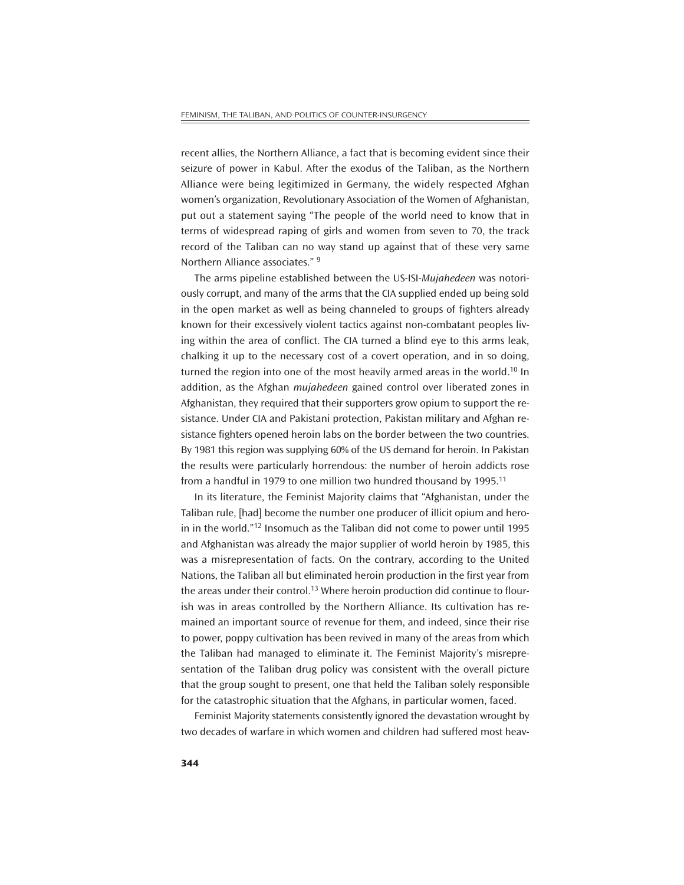recent allies, the Northern Alliance, a fact that is becoming evident since their seizure of power in Kabul. After the exodus of the Taliban, as the Northern Alliance were being legitimized in Germany, the widely respected Afghan women's organization, Revolutionary Association of the Women of Afghanistan, put out a statement saying "The people of the world need to know that in terms of widespread raping of girls and women from seven to 70, the track record of the Taliban can no way stand up against that of these very same Northern Alliance associates." [9]

The arms pipeline established between the US-ISI-*Mujahedeen* was notoriously corrupt, and many of the arms that the CIA supplied ended up being sold in the open market as well as being channeled to groups of fighters already known for their excessively violent tactics against non-combatant peoples living within the area of conflict. The CIA turned a blind eye to this arms leak, chalking it up to the necessary cost of a covert operation, and in so doing, turned the region into one of the most heavily armed areas in the world.[10] In addition, as the Afghan *mujahedeen* gained control over liberated zones in Afghanistan, they required that their supporters grow opium to support the resistance. Under CIA and Pakistani protection, Pakistan military and Afghan resistance fighters opened heroin labs on the border between the two countries. By 1981 this region was supplying 60% of the US demand for heroin. In Pakistan the results were particularly horrendous: the number of heroin addicts rose from a handful in 1979 to one million two hundred thousand by 1995.[11]

In its literature, the Feminist Majority claims that "Afghanistan, under the Taliban rule, [had] become the number one producer of illicit opium and heroin in the world."[12] Insomuch as the Taliban did not come to power until 1995 and Afghanistan was already the major supplier of world heroin by 1985, this was a misrepresentation of facts. On the contrary, according to the United Nations, the Taliban all but eliminated heroin production in the first year from the areas under their control.[13] Where heroin production did continue to flourish was in areas controlled by the Northern Alliance. Its cultivation has remained an important source of revenue for them, and indeed, since their rise to power, poppy cultivation has been revived in many of the areas from which the Taliban had managed to eliminate it. The Feminist Majority's misrepresentation of the Taliban drug policy was consistent with the overall picture that the group sought to present, one that held the Taliban solely responsible for the catastrophic situation that the Afghans, in particular women, faced.

Feminist Majority statements consistently ignored the devastation wrought by two decades of warfare in which women and children had suffered most heav-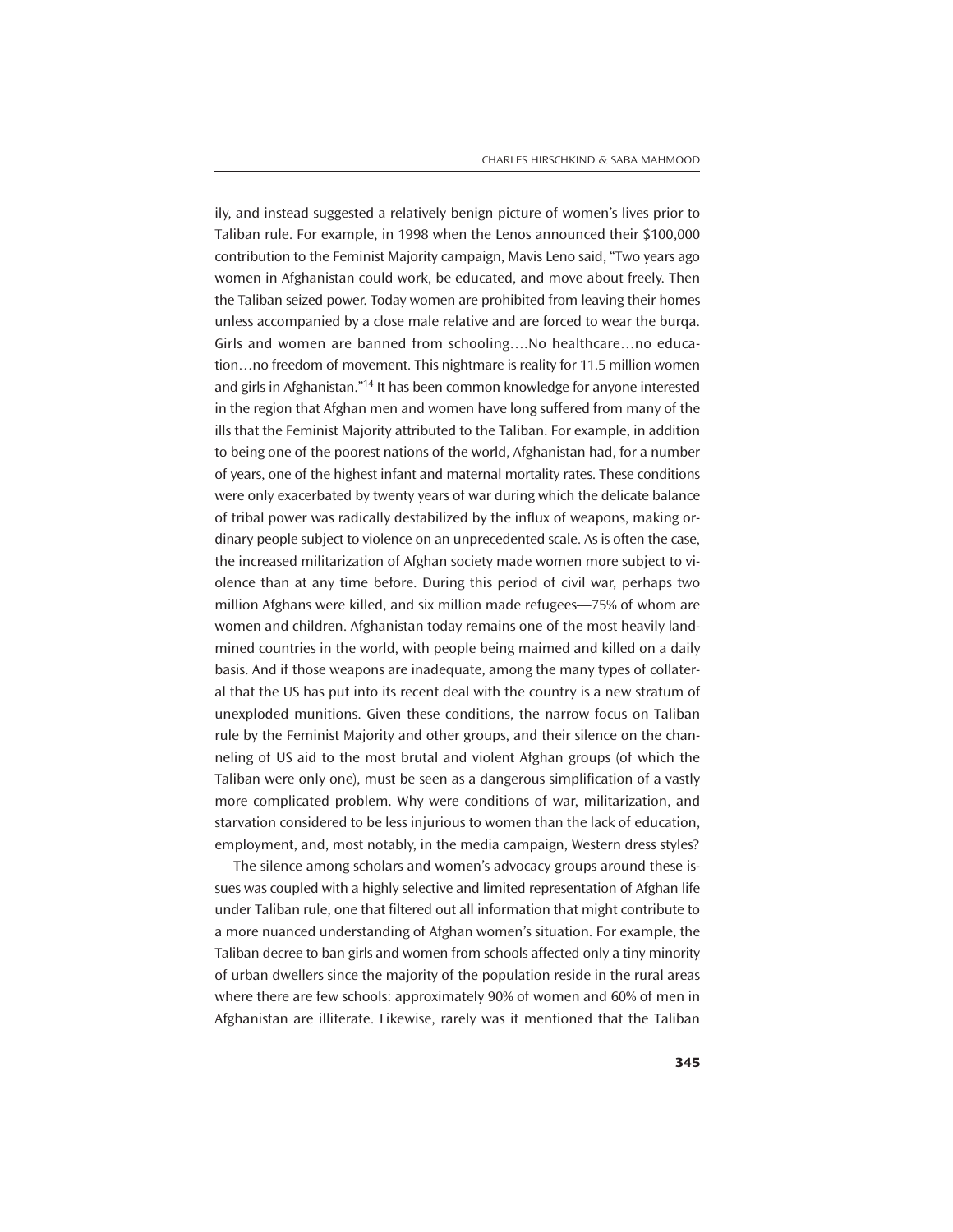ily, and instead suggested a relatively benign picture of women's lives prior to Taliban rule. For example, in 1998 when the Lenos announced their $100,000 contribution to the Feminist Majority campaign, Mavis Leno said, "Two years ago women in Afghanistan could work, be educated, and move about freely. Then the Taliban seized power. Today women are prohibited from leaving their homes unless accompanied by a close male relative and are forced to wear the burqa. Girls and women are banned from schooling….No healthcare…no education…no freedom of movement. This nightmare is reality for 11.5 million women and girls in Afghanistan."[14] It has been common knowledge for anyone interested in the region that Afghan men and women have long suffered from many of the ills that the Feminist Majority attributed to the Taliban. For example, in addition to being one of the poorest nations of the world, Afghanistan had, for a number of years, one of the highest infant and maternal mortality rates. These conditions were only exacerbated by twenty years of war during which the delicate balance of tribal power was radically destabilized by the influx of weapons, making ordinary people subject to violence on an unprecedented scale. As is often the case, the increased militarization of Afghan society made women more subject to violence than at any time before. During this period of civil war, perhaps two million Afghans were killed, and six million made refugees—75% of whom are women and children. Afghanistan today remains one of the most heavily landmined countries in the world, with people being maimed and killed on a daily basis. And if those weapons are inadequate, among the many types of collateral that the US has put into its recent deal with the country is a new stratum of unexploded munitions. Given these conditions, the narrow focus on Taliban rule by the Feminist Majority and other groups, and their silence on the channeling of US aid to the most brutal and violent Afghan groups (of which the Taliban were only one), must be seen as a dangerous simplification of a vastly more complicated problem. Why were conditions of war, militarization, and starvation considered to be less injurious to women than the lack of education, employment, and, most notably, in the media campaign, Western dress styles?

The silence among scholars and women's advocacy groups around these issues was coupled with a highly selective and limited representation of Afghan life under Taliban rule, one that filtered out all information that might contribute to a more nuanced understanding of Afghan women's situation. For example, the Taliban decree to ban girls and women from schools affected only a tiny minority of urban dwellers since the majority of the population reside in the rural areas where there are few schools: approximately 90% of women and 60% of men in Afghanistan are illiterate. Likewise, rarely was it mentioned that the Taliban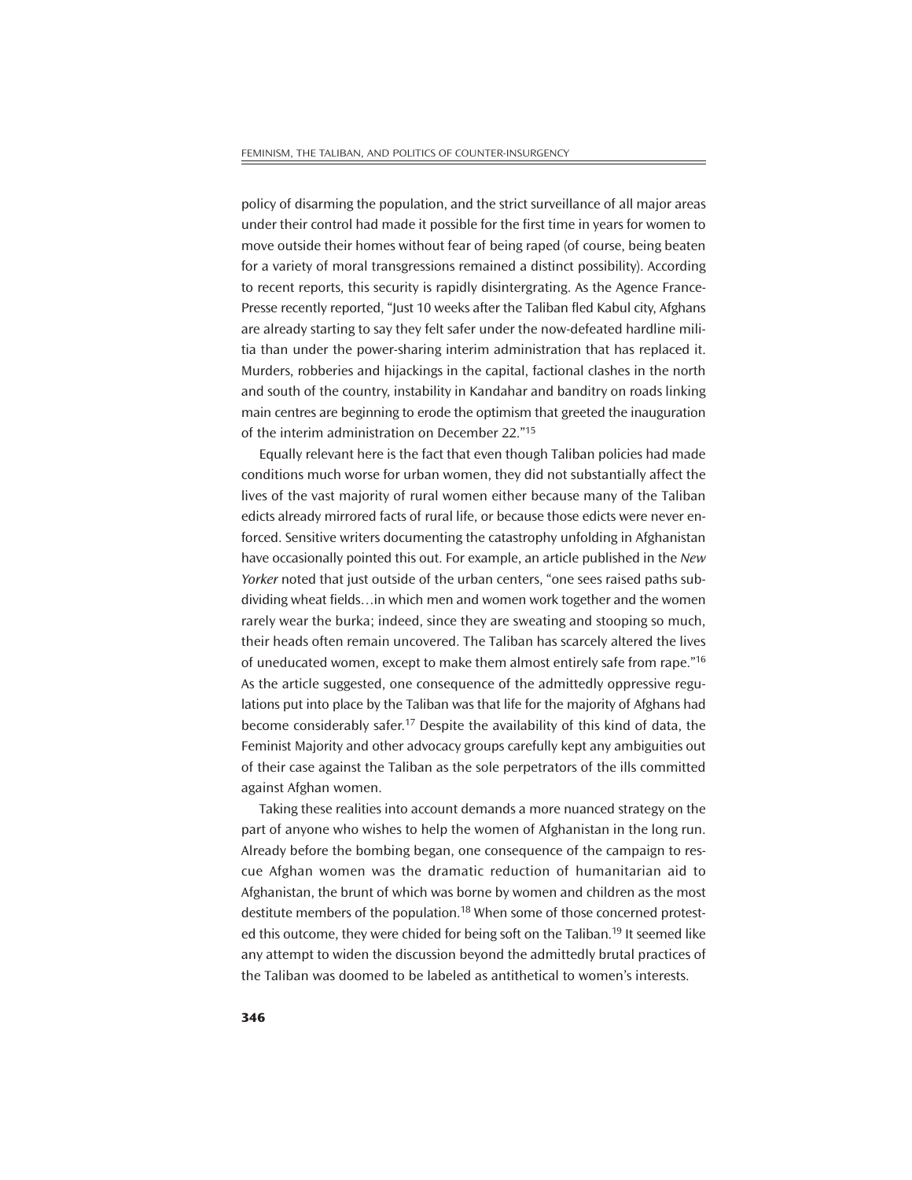policy of disarming the population, and the strict surveillance of all major areas under their control had made it possible for the first time in years for women to move outside their homes without fear of being raped (of course, being beaten for a variety of moral transgressions remained a distinct possibility). According to recent reports, this security is rapidly disintergrating. As the Agence France-Presse recently reported, "Just 10 weeks after the Taliban fled Kabul city, Afghans are already starting to say they felt safer under the now-defeated hardline militia than under the power-sharing interim administration that has replaced it. Murders, robberies and hijackings in the capital, factional clashes in the north and south of the country, instability in Kandahar and banditry on roads linking main centres are beginning to erode the optimism that greeted the inauguration of the interim administration on December 22."[15]

Equally relevant here is the fact that even though Taliban policies had made conditions much worse for urban women, they did not substantially affect the lives of the vast majority of rural women either because many of the Taliban edicts already mirrored facts of rural life, or because those edicts were never enforced. Sensitive writers documenting the catastrophe unfolding in Afghanistan have occasionally pointed this out. For example, an article published in the *New Yorker* noted that just outside of the urban centers, "one sees raised paths subdividing wheat fields…in which men and women work together and the women rarely wear the burka; indeed, since they are sweating and stooping so much, their heads often remain uncovered. The Taliban has scarcely altered the lives of uneducated women, except to make them almost entirely safe from rape."[16] As the article suggested, one consequence of the admittedly oppressive regulations put into place by the Taliban was that life for the majority of Afghans had become considerably safer.[17] Despite the availability of this kind of data, the Feminist Majority and other advocacy groups carefully kept any ambiguities out of their case against the Taliban as the sole perpetrators of the ills committed against Afghan women.

Taking these realities into account demands a more nuanced strategy on the part of anyone who wishes to help the women of Afghanistan in the long run. Already before the bombing began, one consequence of the campaign to rescue Afghan women was the dramatic reduction of humanitarian aid to Afghanistan, the brunt of which was borne by women and children as the most destitute members of the population.[18] When some of those concerned protested this outcome, they were chided for being soft on the Taliban.[19] It seemed like any attempt to widen the discussion beyond the admittedly brutal practices of the Taliban was doomed to be labeled as antithetical to women's interests.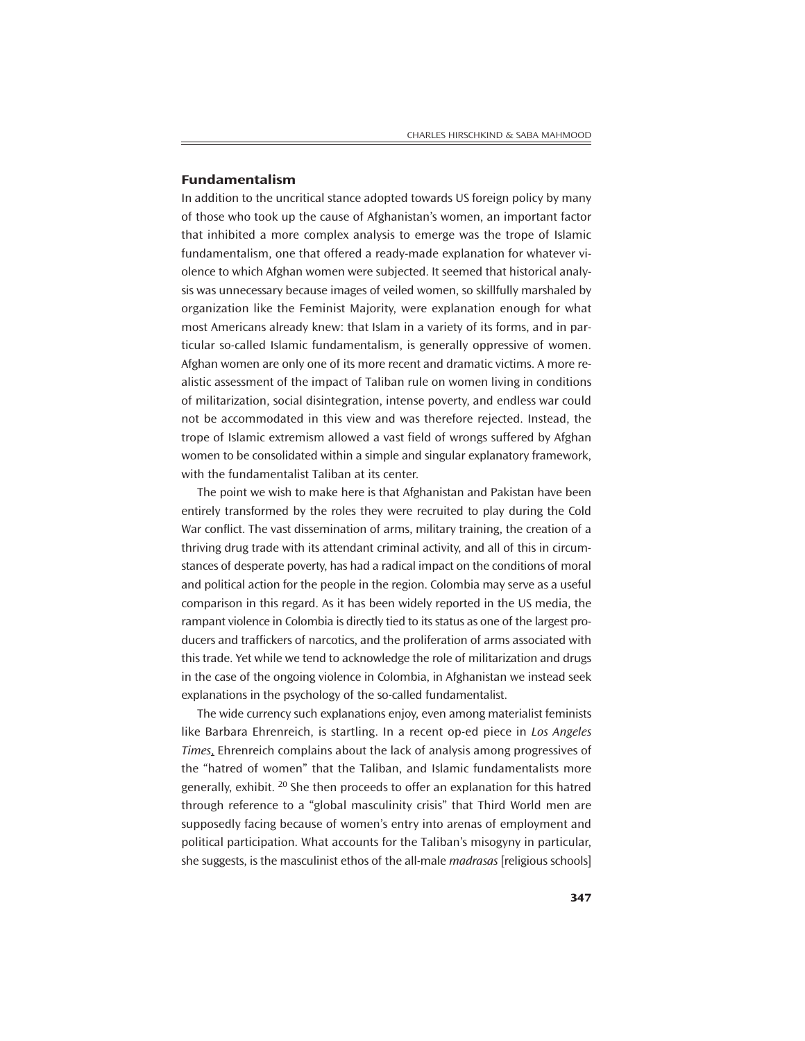## Fundamentalism

In addition to the uncritical stance adopted towards US foreign policy by many of those who took up the cause of Afghanistan's women, an important factor that inhibited a more complex analysis to emerge was the trope of Islamic fundamentalism, one that offered a ready-made explanation for whatever violence to which Afghan women were subjected. It seemed that historical analysis was unnecessary because images of veiled women, so skillfully marshaled by organization like the Feminist Majority, were explanation enough for what most Americans already knew: that Islam in a variety of its forms, and in particular so-called Islamic fundamentalism, is generally oppressive of women. Afghan women are only one of its more recent and dramatic victims. A more realistic assessment of the impact of Taliban rule on women living in conditions of militarization, social disintegration, intense poverty, and endless war could not be accommodated in this view and was therefore rejected. Instead, the trope of Islamic extremism allowed a vast field of wrongs suffered by Afghan women to be consolidated within a simple and singular explanatory framework, with the fundamentalist Taliban at its center.

The point we wish to make here is that Afghanistan and Pakistan have been entirely transformed by the roles they were recruited to play during the Cold War conflict. The vast dissemination of arms, military training, the creation of a thriving drug trade with its attendant criminal activity, and all of this in circumstances of desperate poverty, has had a radical impact on the conditions of moral and political action for the people in the region. Colombia may serve as a useful comparison in this regard. As it has been widely reported in the US media, the rampant violence in Colombia is directly tied to its status as one of the largest producers and traffickers of narcotics, and the proliferation of arms associated with this trade. Yet while we tend to acknowledge the role of militarization and drugs in the case of the ongoing violence in Colombia, in Afghanistan we instead seek explanations in the psychology of the so-called fundamentalist.

The wide currency such explanations enjoy, even among materialist feminists like Barbara Ehrenreich, is startling. In a recent op-ed piece in *Los Angeles Times*, Ehrenreich complains about the lack of analysis among progressives of the "hatred of women" that the Taliban, and Islamic fundamentalists more generally, exhibit. [20] She then proceeds to offer an explanation for this hatred through reference to a "global masculinity crisis" that Third World men are supposedly facing because of women's entry into arenas of employment and political participation. What accounts for the Taliban's misogyny in particular, she suggests, is the masculinist ethos of the all-male *madrasas* [religious schools]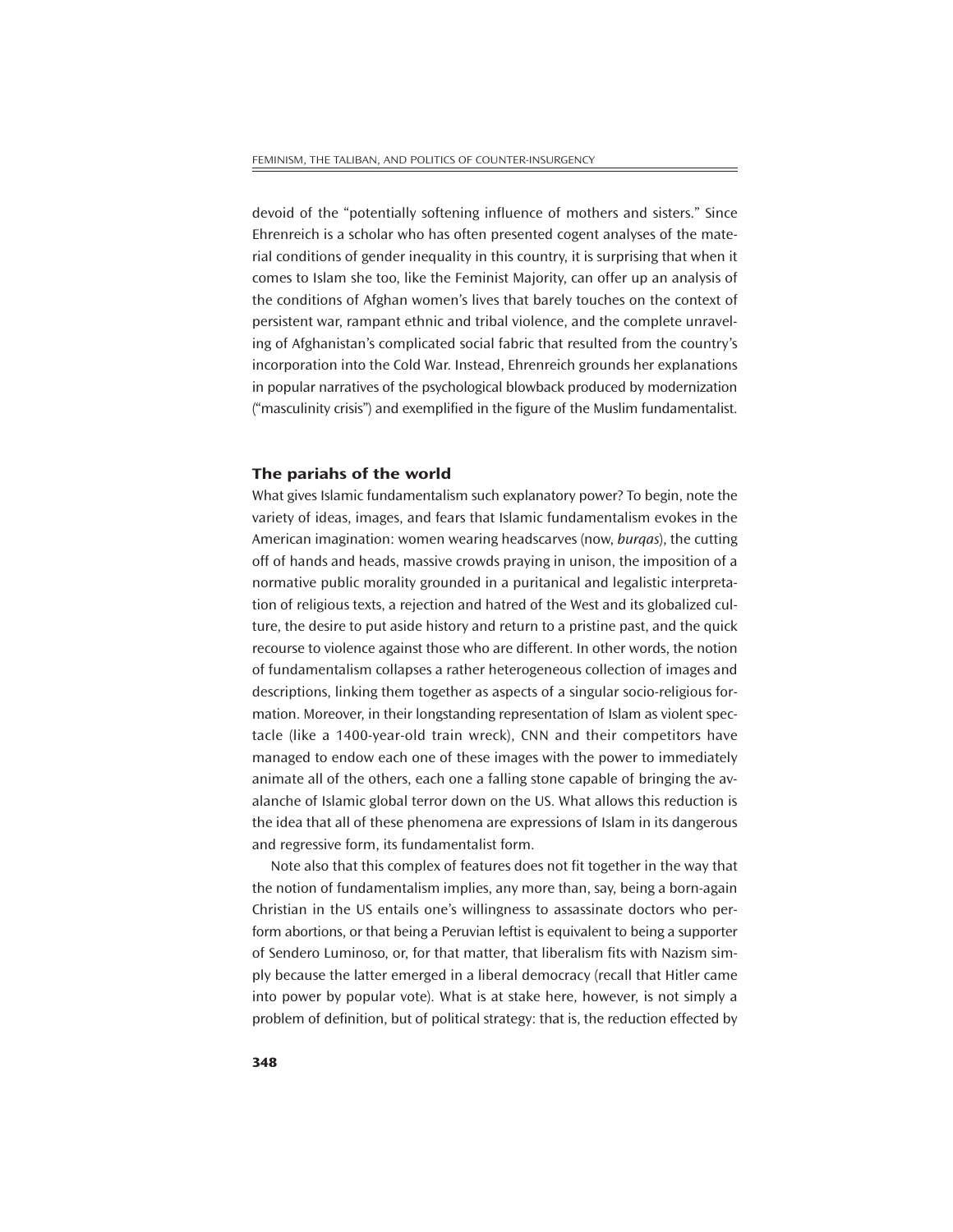devoid of the "potentially softening influence of mothers and sisters." Since Ehrenreich is a scholar who has often presented cogent analyses of the material conditions of gender inequality in this country, it is surprising that when it comes to Islam she too, like the Feminist Majority, can offer up an analysis of the conditions of Afghan women's lives that barely touches on the context of persistent war, rampant ethnic and tribal violence, and the complete unraveling of Afghanistan's complicated social fabric that resulted from the country's incorporation into the Cold War. Instead, Ehrenreich grounds her explanations in popular narratives of the psychological blowback produced by modernization ("masculinity crisis") and exemplified in the figure of the Muslim fundamentalist.

### The pariahs of the world

What gives Islamic fundamentalism such explanatory power? To begin, note the variety of ideas, images, and fears that Islamic fundamentalism evokes in the American imagination: women wearing headscarves (now, *burqas*), the cutting off of hands and heads, massive crowds praying in unison, the imposition of a normative public morality grounded in a puritanical and legalistic interpretation of religious texts, a rejection and hatred of the West and its globalized culture, the desire to put aside history and return to a pristine past, and the quick recourse to violence against those who are different. In other words, the notion of fundamentalism collapses a rather heterogeneous collection of images and descriptions, linking them together as aspects of a singular socio-religious formation. Moreover, in their longstanding representation of Islam as violent spectacle (like a 1400-year-old train wreck), CNN and their competitors have managed to endow each one of these images with the power to immediately animate all of the others, each one a falling stone capable of bringing the avalanche of Islamic global terror down on the US. What allows this reduction is the idea that all of these phenomena are expressions of Islam in its dangerous and regressive form, its fundamentalist form.

Note also that this complex of features does not fit together in the way that the notion of fundamentalism implies, any more than, say, being a born-again Christian in the US entails one's willingness to assassinate doctors who perform abortions, or that being a Peruvian leftist is equivalent to being a supporter of Sendero Luminoso, or, for that matter, that liberalism fits with Nazism simply because the latter emerged in a liberal democracy (recall that Hitler came into power by popular vote). What is at stake here, however, is not simply a problem of definition, but of political strategy: that is, the reduction effected by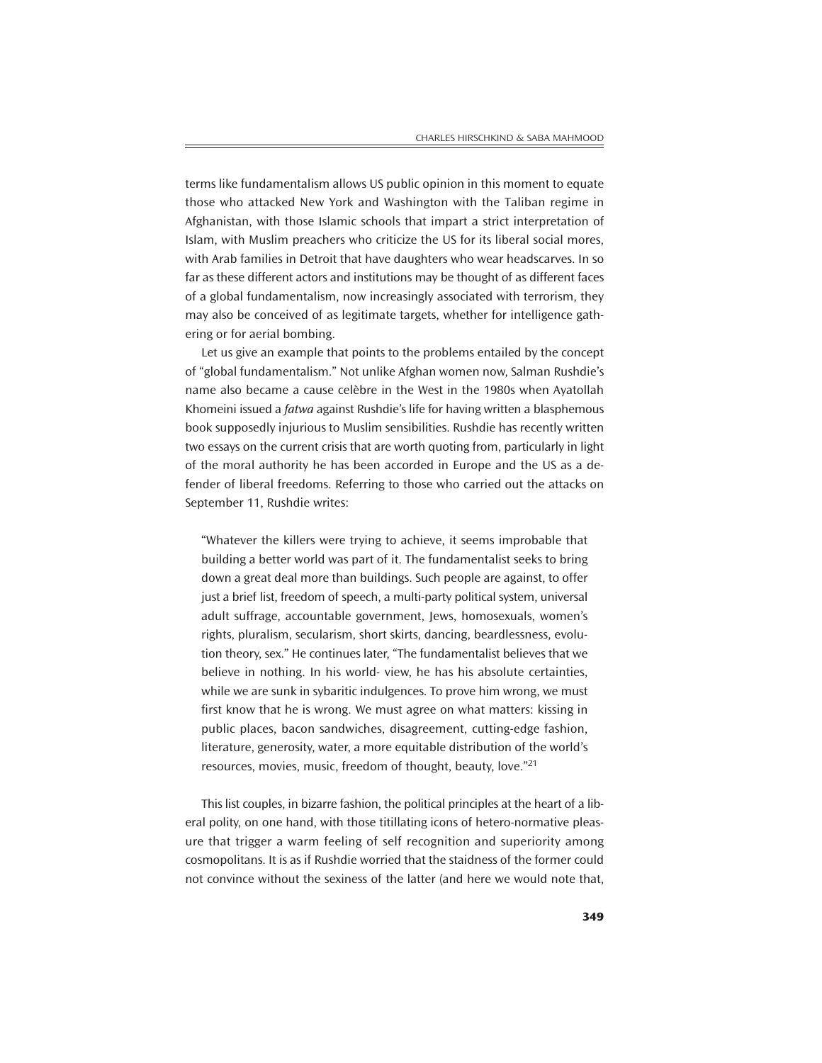terms like fundamentalism allows US public opinion in this moment to equate those who attacked New York and Washington with the Taliban regime in Afghanistan, with those Islamic schools that impart a strict interpretation of Islam, with Muslim preachers who criticize the US for its liberal social mores, with Arab families in Detroit that have daughters who wear headscarves. In so far as these different actors and institutions may be thought of as different faces of a global fundamentalism, now increasingly associated with terrorism, they may also be conceived of as legitimate targets, whether for intelligence gathering or for aerial bombing.

Let us give an example that points to the problems entailed by the concept of "global fundamentalism." Not unlike Afghan women now, Salman Rushdie's name also became a cause celèbre in the West in the 1980s when Ayatollah Khomeini issued a *fatwa* against Rushdie's life for having written a blasphemous book supposedly injurious to Muslim sensibilities. Rushdie has recently written two essays on the current crisis that are worth quoting from, particularly in light of the moral authority he has been accorded in Europe and the US as a defender of liberal freedoms. Referring to those who carried out the attacks on September 11, Rushdie writes:

> "Whatever the killers were trying to achieve, it seems improbable that building a better world was part of it. The fundamentalist seeks to bring down a great deal more than buildings. Such people are against, to offer just a brief list, freedom of speech, a multi-party political system, universal adult suffrage, accountable government, Jews, homosexuals, women's rights, pluralism, secularism, short skirts, dancing, beardlessness, evolution theory, sex." He continues later, "The fundamentalist believes that we believe in nothing. In his world- view, he has his absolute certainties, while we are sunk in sybaritic indulgences. To prove him wrong, we must first know that he is wrong. We must agree on what matters: kissing in public places, bacon sandwiches, disagreement, cutting-edge fashion, literature, generosity, water, a more equitable distribution of the world's resources, movies, music, freedom of thought, beauty, love."[21]

This list couples, in bizarre fashion, the political principles at the heart of a liberal polity, on one hand, with those titillating icons of hetero-normative pleasure that trigger a warm feeling of self recognition and superiority among cosmopolitans. It is as if Rushdie worried that the staidness of the former could not convince without the sexiness of the latter (and here we would note that,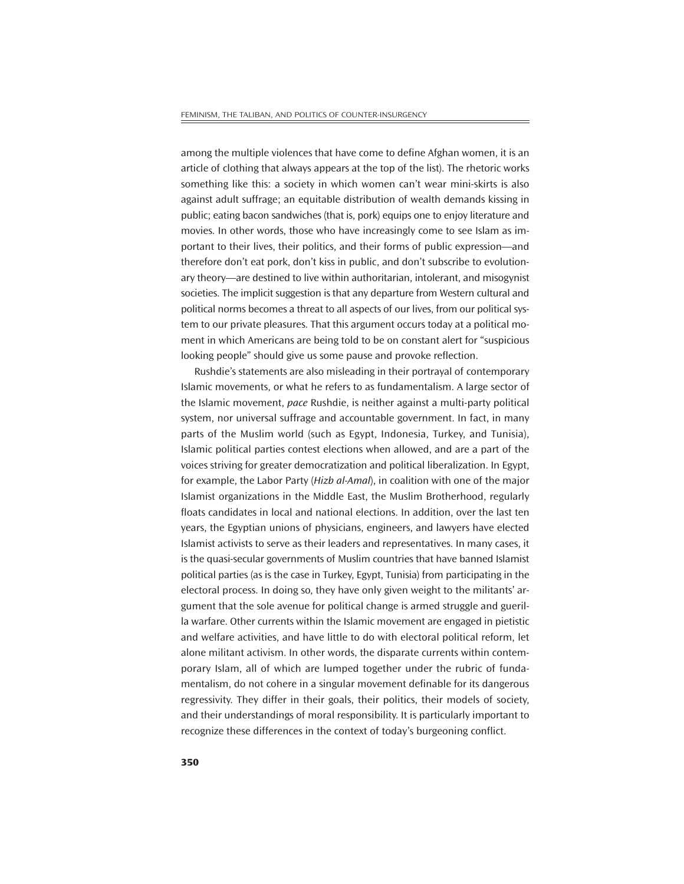among the multiple violences that have come to define Afghan women, it is an article of clothing that always appears at the top of the list). The rhetoric works something like this: a society in which women can't wear mini-skirts is also against adult suffrage; an equitable distribution of wealth demands kissing in public; eating bacon sandwiches (that is, pork) equips one to enjoy literature and movies. In other words, those who have increasingly come to see Islam as important to their lives, their politics, and their forms of public expression—and therefore don't eat pork, don't kiss in public, and don't subscribe to evolutionary theory—are destined to live within authoritarian, intolerant, and misogynist societies. The implicit suggestion is that any departure from Western cultural and political norms becomes a threat to all aspects of our lives, from our political system to our private pleasures. That this argument occurs today at a political moment in which Americans are being told to be on constant alert for "suspicious looking people" should give us some pause and provoke reflection.

Rushdie's statements are also misleading in their portrayal of contemporary Islamic movements, or what he refers to as fundamentalism. A large sector of the Islamic movement, *pace* Rushdie, is neither against a multi-party political system, nor universal suffrage and accountable government. In fact, in many parts of the Muslim world (such as Egypt, Indonesia, Turkey, and Tunisia), Islamic political parties contest elections when allowed, and are a part of the voices striving for greater democratization and political liberalization. In Egypt, for example, the Labor Party (*Hizb al-Amal*), in coalition with one of the major Islamist organizations in the Middle East, the Muslim Brotherhood, regularly floats candidates in local and national elections. In addition, over the last ten years, the Egyptian unions of physicians, engineers, and lawyers have elected Islamist activists to serve as their leaders and representatives. In many cases, it is the quasi-secular governments of Muslim countries that have banned Islamist political parties (as is the case in Turkey, Egypt, Tunisia) from participating in the electoral process. In doing so, they have only given weight to the militants' argument that the sole avenue for political change is armed struggle and guerilla warfare. Other currents within the Islamic movement are engaged in pietistic and welfare activities, and have little to do with electoral political reform, let alone militant activism. In other words, the disparate currents within contemporary Islam, all of which are lumped together under the rubric of fundamentalism, do not cohere in a singular movement definable for its dangerous regressivity. They differ in their goals, their politics, their models of society, and their understandings of moral responsibility. It is particularly important to recognize these differences in the context of today's burgeoning conflict.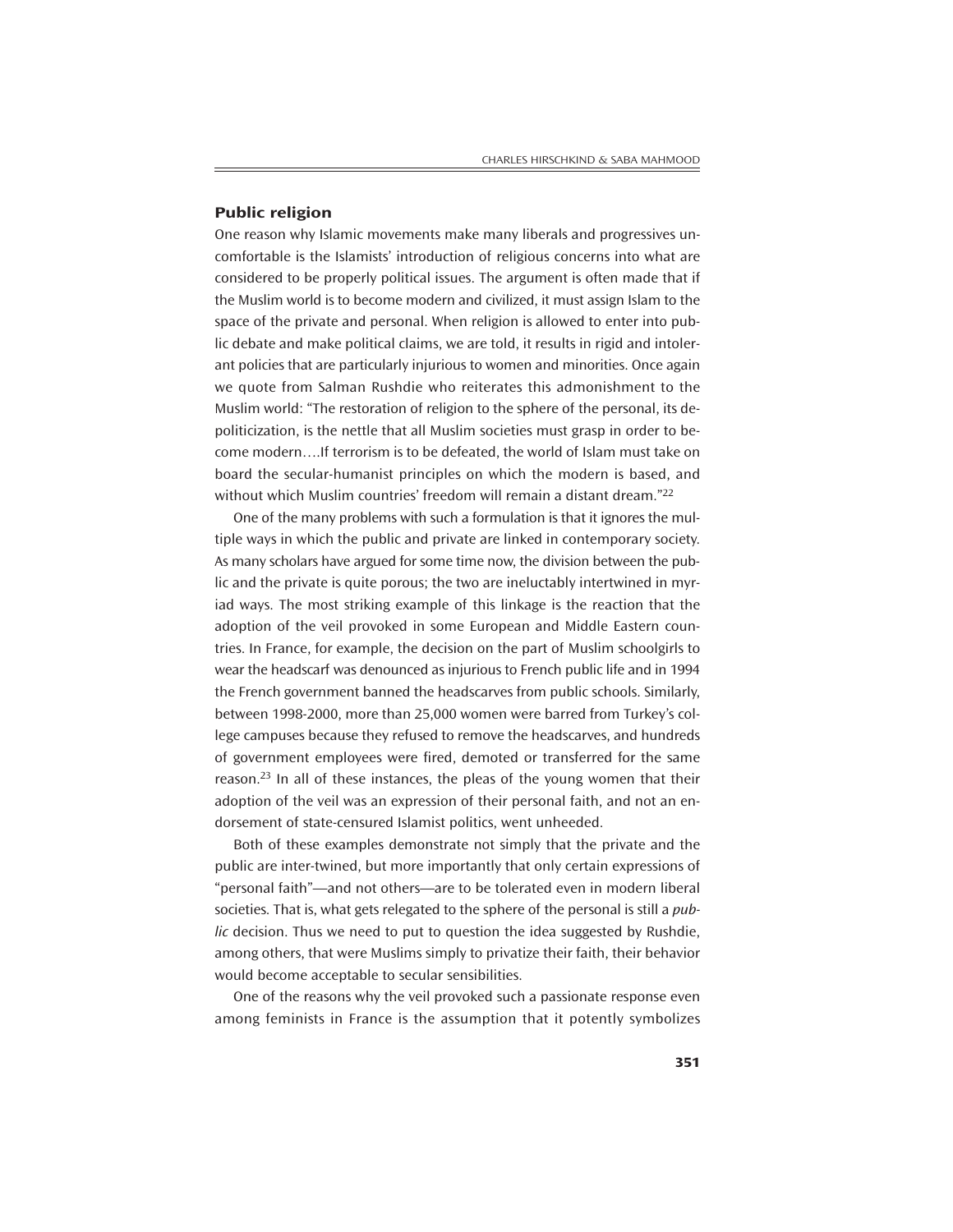## Public religion

One reason why Islamic movements make many liberals and progressives uncomfortable is the Islamists' introduction of religious concerns into what are considered to be properly political issues. The argument is often made that if the Muslim world is to become modern and civilized, it must assign Islam to the space of the private and personal. When religion is allowed to enter into public debate and make political claims, we are told, it results in rigid and intolerant policies that are particularly injurious to women and minorities. Once again we quote from Salman Rushdie who reiterates this admonishment to the Muslim world: "The restoration of religion to the sphere of the personal, its depoliticization, is the nettle that all Muslim societies must grasp in order to become modern….If terrorism is to be defeated, the world of Islam must take on board the secular-humanist principles on which the modern is based, and without which Muslim countries' freedom will remain a distant dream."[22]

One of the many problems with such a formulation is that it ignores the multiple ways in which the public and private are linked in contemporary society. As many scholars have argued for some time now, the division between the public and the private is quite porous; the two are ineluctably intertwined in myriad ways. The most striking example of this linkage is the reaction that the adoption of the veil provoked in some European and Middle Eastern countries. In France, for example, the decision on the part of Muslim schoolgirls to wear the headscarf was denounced as injurious to French public life and in 1994 the French government banned the headscarves from public schools. Similarly, between 1998-2000, more than 25,000 women were barred from Turkey's college campuses because they refused to remove the headscarves, and hundreds of government employees were fired, demoted or transferred for the same reason.[23] In all of these instances, the pleas of the young women that their adoption of the veil was an expression of their personal faith, and not an endorsement of state-censured Islamist politics, went unheeded.

Both of these examples demonstrate not simply that the private and the public are inter-twined, but more importantly that only certain expressions of "personal faith"—and not others—are to be tolerated even in modern liberal societies. That is, what gets relegated to the sphere of the personal is still a *public* decision. Thus we need to put to question the idea suggested by Rushdie, among others, that were Muslims simply to privatize their faith, their behavior would become acceptable to secular sensibilities.

One of the reasons why the veil provoked such a passionate response even among feminists in France is the assumption that it potently symbolizes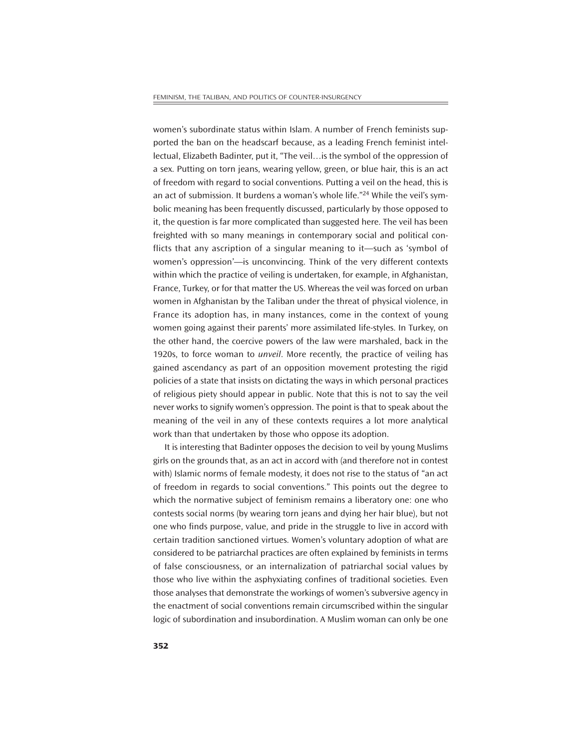women's subordinate status within Islam. A number of French feminists supported the ban on the headscarf because, as a leading French feminist intellectual, Elizabeth Badinter, put it, "The veil…is the symbol of the oppression of a sex. Putting on torn jeans, wearing yellow, green, or blue hair, this is an act of freedom with regard to social conventions. Putting a veil on the head, this is an act of submission. It burdens a woman's whole life."[24] While the veil's symbolic meaning has been frequently discussed, particularly by those opposed to it, the question is far more complicated than suggested here. The veil has been freighted with so many meanings in contemporary social and political conflicts that any ascription of a singular meaning to it—such as 'symbol of women's oppression'—is unconvincing. Think of the very different contexts within which the practice of veiling is undertaken, for example, in Afghanistan, France, Turkey, or for that matter the US. Whereas the veil was forced on urban women in Afghanistan by the Taliban under the threat of physical violence, in France its adoption has, in many instances, come in the context of young women going against their parents' more assimilated life-styles. In Turkey, on the other hand, the coercive powers of the law were marshaled, back in the 1920s, to force woman to *unveil*. More recently, the practice of veiling has gained ascendancy as part of an opposition movement protesting the rigid policies of a state that insists on dictating the ways in which personal practices of religious piety should appear in public. Note that this is not to say the veil never works to signify women's oppression. The point is that to speak about the meaning of the veil in any of these contexts requires a lot more analytical work than that undertaken by those who oppose its adoption.

It is interesting that Badinter opposes the decision to veil by young Muslims girls on the grounds that, as an act in accord with (and therefore not in contest with) Islamic norms of female modesty, it does not rise to the status of "an act of freedom in regards to social conventions." This points out the degree to which the normative subject of feminism remains a liberatory one: one who contests social norms (by wearing torn jeans and dying her hair blue), but not one who finds purpose, value, and pride in the struggle to live in accord with certain tradition sanctioned virtues. Women's voluntary adoption of what are considered to be patriarchal practices are often explained by feminists in terms of false consciousness, or an internalization of patriarchal social values by those who live within the asphyxiating confines of traditional societies. Even those analyses that demonstrate the workings of women's subversive agency in the enactment of social conventions remain circumscribed within the singular logic of subordination and insubordination. A Muslim woman can only be one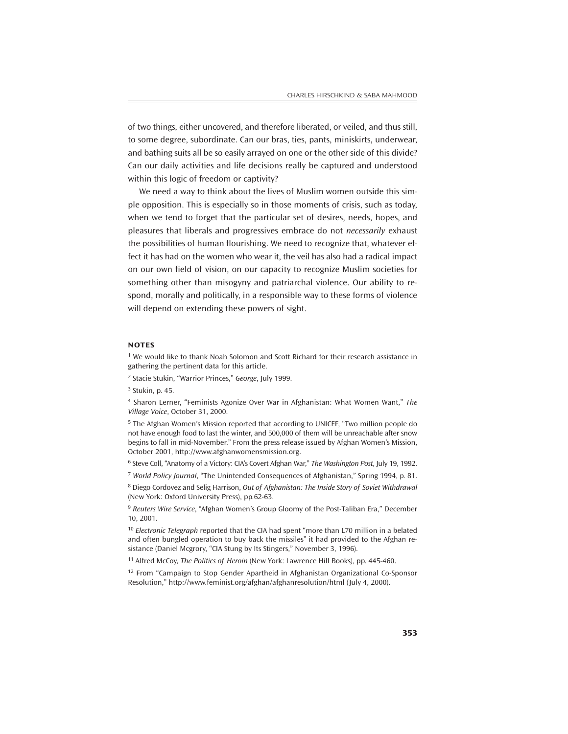of two things, either uncovered, and therefore liberated, or veiled, and thus still, to some degree, subordinate. Can our bras, ties, pants, miniskirts, underwear, and bathing suits all be so easily arrayed on one or the other side of this divide? Can our daily activities and life decisions really be captured and understood within this logic of freedom or captivity?

We need a way to think about the lives of Muslim women outside this simple opposition. This is especially so in those moments of crisis, such as today, when we tend to forget that the particular set of desires, needs, hopes, and pleasures that liberals and progressives embrace do not *necessarily* exhaust the possibilities of human flourishing. We need to recognize that, whatever effect it has had on the women who wear it, the veil has also had a radical impact on our own field of vision, on our capacity to recognize Muslim societies for something other than misogyny and patriarchal violence. Our ability to respond, morally and politically, in a responsible way to these forms of violence will depend on extending these powers of sight.

## NOTES

[1] We would like to thank Noah Solomon and Scott Richard for their research assistance in gathering the pertinent data for this article.

[2] Stacie Stukin, "Warrior Princes," *George*, July 1999.

[3] Stukin, p. 45.

[4] Sharon Lerner, "Feminists Agonize Over War in Afghanistan: What Women Want," *The Village Voice*, October 31, 2000.

[5] The Afghan Women's Mission reported that according to UNICEF, "Two million people do not have enough food to last the winter, and 500,000 of them will be unreachable after snow begins to fall in mid-November." From the press release issued by Afghan Women's Mission, October 2001, http://www.afghanwomensmission.org.

[6] Steve Coll, "Anatomy of a Victory: CIA's Covert Afghan War," *The Washington Post*, July 19, 1992.

[7] *World Policy Journal*, "The Unintended Consequences of Afghanistan," Spring 1994, p. 81.

[8] Diego Cordovez and Selig Harrison, *Out of Afghanistan: The Inside Story of Soviet Withdrawal* (New York: Oxford University Press), pp.62-63.

[9] *Reuters Wire Service*, "Afghan Women's Group Gloomy of the Post-Taliban Era," December 10, 2001.

[10] *Electronic Telegraph* reported that the CIA had spent "more than L70 million in a belated and often bungled operation to buy back the missiles" it had provided to the Afghan resistance (Daniel Mcgrory, "CIA Stung by Its Stingers," November 3, 1996).

[11] Alfred McCoy, *The Politics of Heroin* (New York: Lawrence Hill Books), pp. 445-460.

[12] From "Campaign to Stop Gender Apartheid in Afghanistan Organizational Co-Sponsor Resolution," http://www.feminist.org/afghan/afghanresolution/html (July 4, 2000).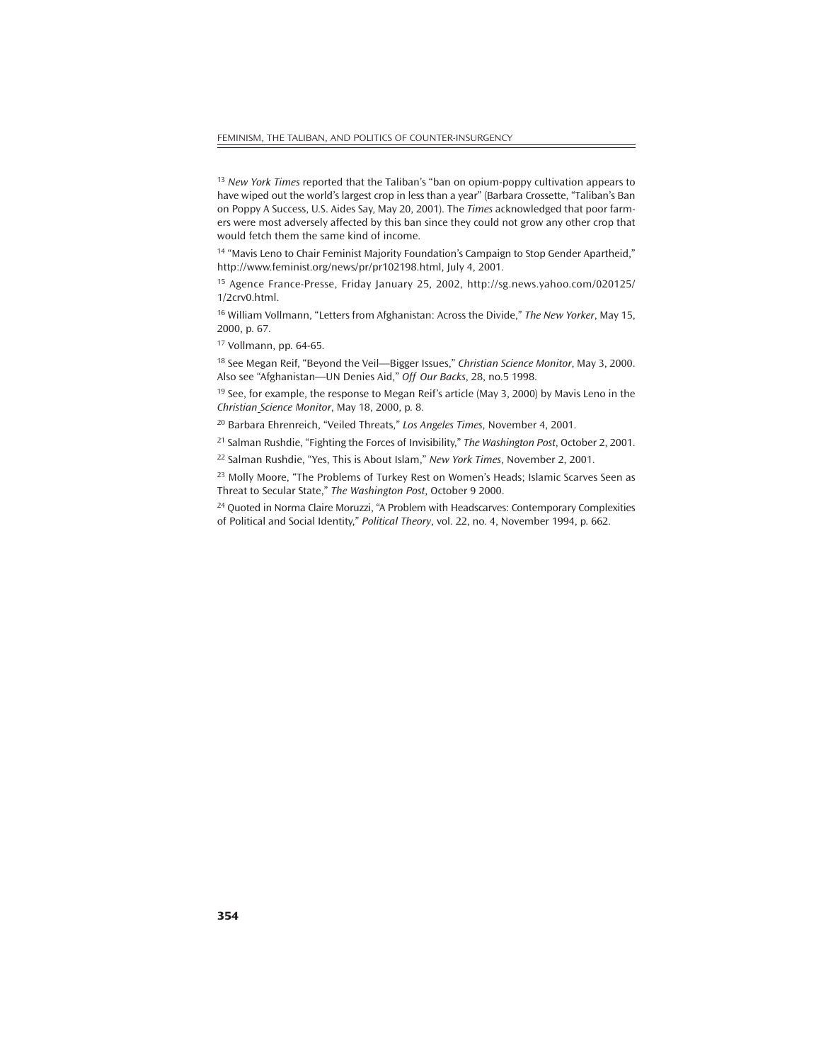[13] *New York Times* reported that the Taliban's "ban on opium-poppy cultivation appears to have wiped out the world's largest crop in less than a year" (Barbara Crossette, "Taliban's Ban on Poppy A Success, U.S. Aides Say, May 20, 2001). The *Times* acknowledged that poor farmers were most adversely affected by this ban since they could not grow any other crop that would fetch them the same kind of income.

[14] "Mavis Leno to Chair Feminist Majority Foundation's Campaign to Stop Gender Apartheid," http://www.feminist.org/news/pr/pr102198.html, July 4, 2001.

[15] Agence France-Presse, Friday January 25, 2002, http://sg.news.yahoo.com/020125/1/2crv0.html.

[16] William Vollmann, "Letters from Afghanistan: Across the Divide," *The New Yorker*, May 15, 2000, p. 67.

[17] Vollmann, pp. 64-65.

[18] See Megan Reif, "Beyond the Veil—Bigger Issues," *Christian Science Monitor*, May 3, 2000. Also see "Afghanistan—UN Denies Aid," *Off Our Backs*, 28, no.5 1998.

[19] See, for example, the response to Megan Reif's article (May 3, 2000) by Mavis Leno in the *Christian Science Monitor*, May 18, 2000, p. 8.

[20] Barbara Ehrenreich, "Veiled Threats," *Los Angeles Times*, November 4, 2001.

[21] Salman Rushdie, "Fighting the Forces of Invisibility," *The Washington Post*, October 2, 2001.

[22] Salman Rushdie, "Yes, This is About Islam," *New York Times*, November 2, 2001.

[23] Molly Moore, "The Problems of Turkey Rest on Women's Heads; Islamic Scarves Seen as Threat to Secular State," *The Washington Post*, October 9 2000.

[24] Quoted in Norma Claire Moruzzi, "A Problem with Headscarves: Contemporary Complexities of Political and Social Identity," *Political Theory*, vol. 22, no. 4, November 1994, p. 662.